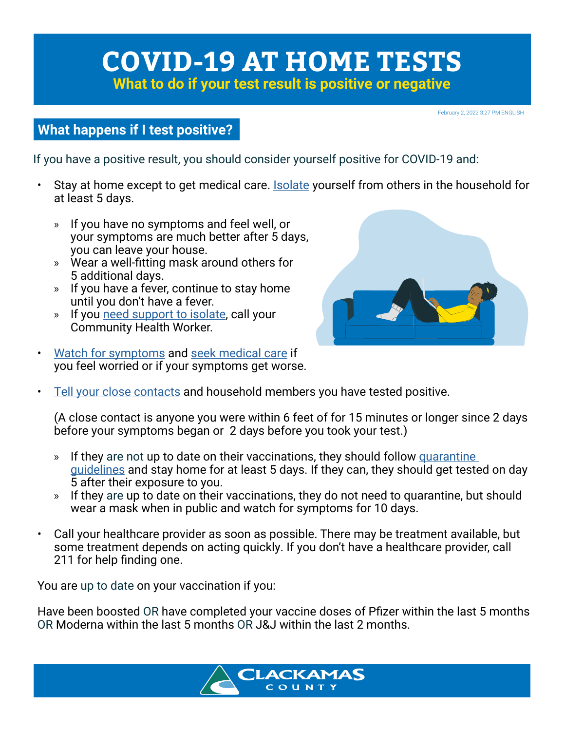# COVID-19 AT HOME TESTS

**What to do if your test result is positive or negative**

February 2, 2022 3:27 PM ENGLISH

## What happens if I test positive?

If you have a positive result, you should consider yourself positive for COVID-19 and:

- Stay at home except to get medical care. Isolate yourself from others in the household for at least 5 days.
  - If you have no symptoms and feel well, or your symptoms are much better after 5 days, you can leave your house.
  - Wear a well-fitting mask around others for 5 additional days.
  - If you have a fever, continue to stay home until you don't have a fever.
  - If you need support to isolate, call your Community Health Worker.
- Watch for symptoms and seek medical care if you feel worried or if your symptoms get worse.
- Tell your close contacts and household members you have tested positive.

  (A close contact is anyone you were within 6 feet of for 15 minutes or longer since 2 days before your symptoms began or 2 days before you took your test.)

  - If they are not up to date on their vaccinations, they should follow quarantine guidelines and stay home for at least 5 days. If they can, they should get tested on day 5 after their exposure to you.
  - If they are up to date on their vaccinations, they do not need to quarantine, but should wear a mask when in public and watch for symptoms for 10 days.
- Call your healthcare provider as soon as possible. There may be treatment available, but some treatment depends on acting quickly. If you don't have a healthcare provider, call 211 for help finding one.

You are up to date on your vaccination if you:

Have been boosted OR have completed your vaccine doses of Pfizer within the last 5 months OR Moderna within the last 5 months OR J&J within the last 2 months.

CLACKAMAS COUNTY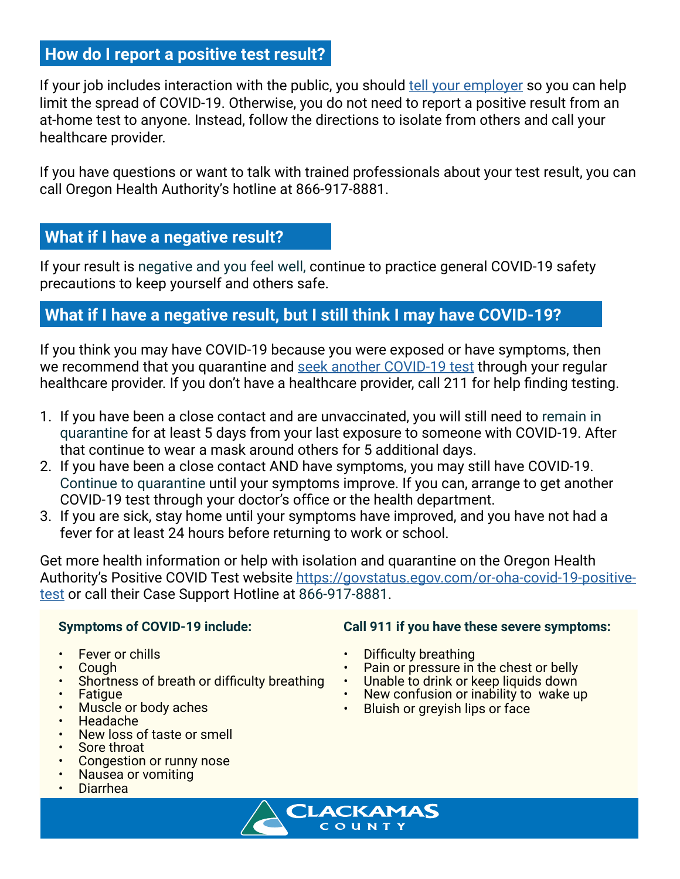## How do I report a positive test result?

If your job includes interaction with the public, you should tell your employer so you can help limit the spread of COVID-19. Otherwise, you do not need to report a positive result from an at-home test to anyone. Instead, follow the directions to isolate from others and call your healthcare provider.

If you have questions or want to talk with trained professionals about your test result, you can call Oregon Health Authority's hotline at 866-917-8881.

## What if I have a negative result?

If your result is negative and you feel well, continue to practice general COVID-19 safety precautions to keep yourself and others safe.

## What if I have a negative result, but I still think I may have COVID-19?

If you think you may have COVID-19 because you were exposed or have symptoms, then we recommend that you quarantine and seek another COVID-19 test through your regular healthcare provider. If you don't have a healthcare provider, call 211 for help finding testing.

1. If you have been a close contact and are unvaccinated, you will still need to remain in quarantine for at least 5 days from your last exposure to someone with COVID-19. After that continue to wear a mask around others for 5 additional days.
2. If you have been a close contact AND have symptoms, you may still have COVID-19. Continue to quarantine until your symptoms improve. If you can, arrange to get another COVID-19 test through your doctor's office or the health department.
3. If you are sick, stay home until your symptoms have improved, and you have not had a fever for at least 24 hours before returning to work or school.

Get more health information or help with isolation and quarantine on the Oregon Health Authority's Positive COVID Test website https://govstatus.egov.com/or-oha-covid-19-positive-test or call their Case Support Hotline at 866-917-8881.

**Symptoms of COVID-19 include:**

- Fever or chills
- Cough
- Shortness of breath or difficulty breathing
- Fatigue
- Muscle or body aches
- Headache
- New loss of taste or smell
- Sore throat
- Congestion or runny nose
- Nausea or vomiting
- Diarrhea

**Call 911 if you have these severe symptoms:**

- Difficulty breathing
- Pain or pressure in the chest or belly
- Unable to drink or keep liquids down
- New confusion or inability to wake up
- Bluish or greyish lips or face

CLACKAMAS COUNTY